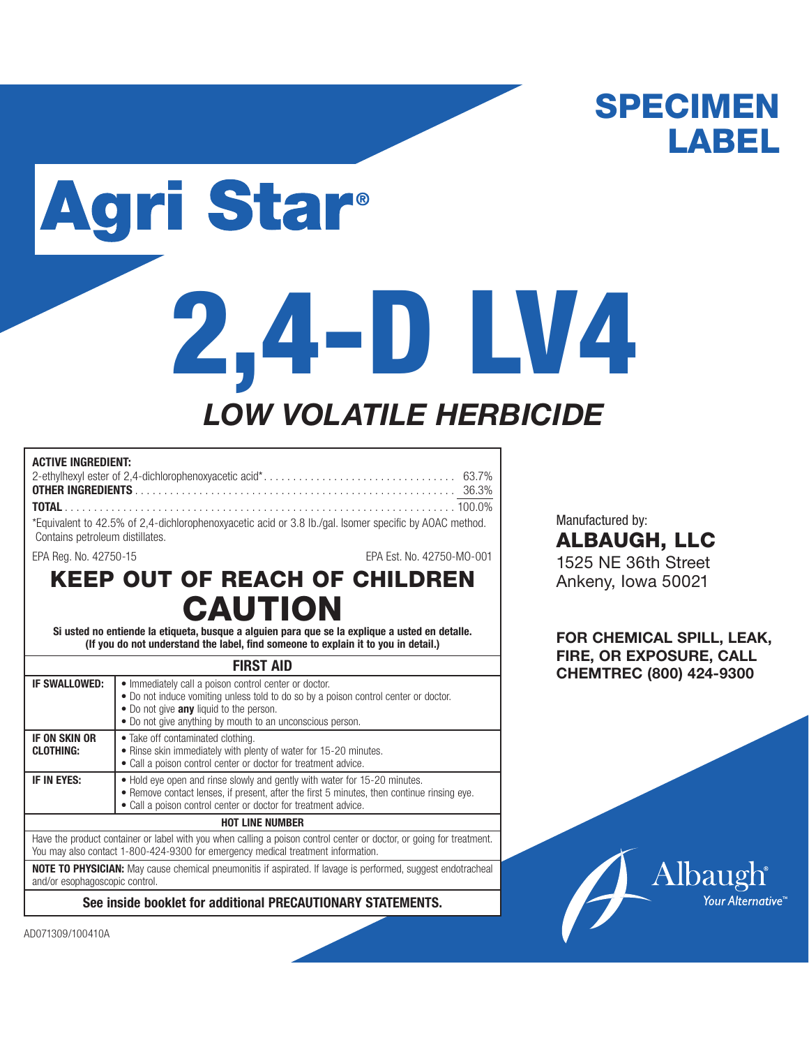# SPECIMEN LABEL

# Agri Star®

# 2,4-D LV4

## *LOW VOLATILE HERBICIDE*

**ACTIVE INGREDIENT:**

| | |
|---|---|
| 2-ethylhexyl ester of 2,4-dichlorophenoxyacetic acid* | 63.7% |
| **OTHER INGREDIENTS** | 36.3% |
| **TOTAL** | 100.0% |

*Equivalent to 42.5% of 2,4-dichlorophenoxyacetic acid or 3.8 lb./gal. Isomer specific by AOAC method. Contains petroleum distillates.

EPA Reg. No. 42750-15

EPA Est. No. 42750-MO-001

## KEEP OUT OF REACH OF CHILDREN

## CAUTION

**Si usted no entiende la etiqueta, busque a alguien para que se la explique a usted en detalle. (If you do not understand the label, find someone to explain it to you in detail.)**

| FIRST AID | |
|---|---|
| **IF SWALLOWED:** | • Immediately call a poison control center or doctor.<br>• Do not induce vomiting unless told to do so by a poison control center or doctor.<br>• Do not give **any** liquid to the person.<br>• Do not give anything by mouth to an unconscious person. |
| **IF ON SKIN OR CLOTHING:** | • Take off contaminated clothing.<br>• Rinse skin immediately with plenty of water for 15-20 minutes.<br>• Call a poison control center or doctor for treatment advice. |
| **IF IN EYES:** | • Hold eye open and rinse slowly and gently with water for 15-20 minutes.<br>• Remove contact lenses, if present, after the first 5 minutes, then continue rinsing eye.<br>• Call a poison control center or doctor for treatment advice. |

**HOT LINE NUMBER**

Have the product container or label with you when calling a poison control center or doctor, or going for treatment. You may also contact 1-800-424-9300 for emergency medical treatment information.

**NOTE TO PHYSICIAN:** May cause chemical pneumonitis if aspirated. If lavage is performed, suggest endotracheal and/or esophagoscopic control.

**See inside booklet for additional PRECAUTIONARY STATEMENTS.**

Manufactured by:
**ALBAUGH, LLC**
1525 NE 36th Street
Ankeny, Iowa 50021

**FOR CHEMICAL SPILL, LEAK, FIRE, OR EXPOSURE, CALL CHEMTREC (800) 424-9300**

Albaugh®
Your Alternative™

AD071309/100410A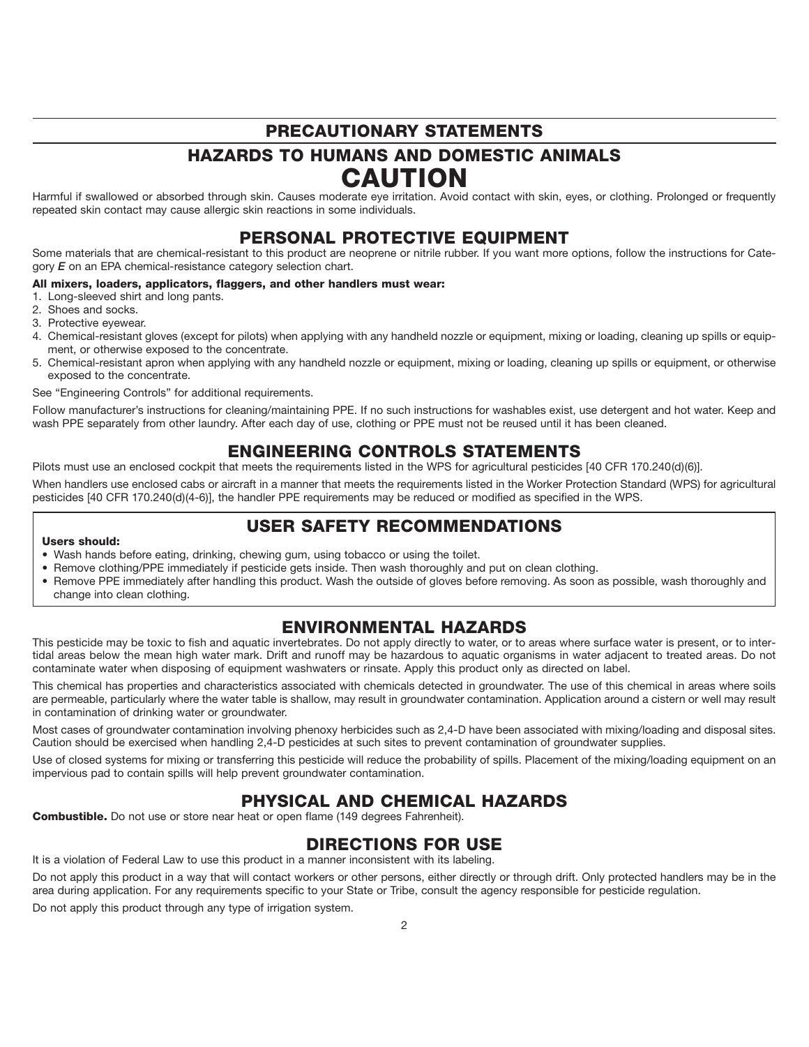# PRECAUTIONARY STATEMENTS

## HAZARDS TO HUMANS AND DOMESTIC ANIMALS

## CAUTION

Harmful if swallowed or absorbed through skin. Causes moderate eye irritation. Avoid contact with skin, eyes, or clothing. Prolonged or frequently repeated skin contact may cause allergic skin reactions in some individuals.

## PERSONAL PROTECTIVE EQUIPMENT

Some materials that are chemical-resistant to this product are neoprene or nitrile rubber. If you want more options, follow the instructions for Category *E* on an EPA chemical-resistance category selection chart.

**All mixers, loaders, applicators, flaggers, and other handlers must wear:**

1. Long-sleeved shirt and long pants.
2. Shoes and socks.
3. Protective eyewear.
4. Chemical-resistant gloves (except for pilots) when applying with any handheld nozzle or equipment, mixing or loading, cleaning up spills or equipment, or otherwise exposed to the concentrate.
5. Chemical-resistant apron when applying with any handheld nozzle or equipment, mixing or loading, cleaning up spills or equipment, or otherwise exposed to the concentrate.

See "Engineering Controls" for additional requirements.

Follow manufacturer's instructions for cleaning/maintaining PPE. If no such instructions for washables exist, use detergent and hot water. Keep and wash PPE separately from other laundry. After each day of use, clothing or PPE must not be reused until it has been cleaned.

## ENGINEERING CONTROLS STATEMENTS

Pilots must use an enclosed cockpit that meets the requirements listed in the WPS for agricultural pesticides [40 CFR 170.240(d)(6)].

When handlers use enclosed cabs or aircraft in a manner that meets the requirements listed in the Worker Protection Standard (WPS) for agricultural pesticides [40 CFR 170.240(d)(4-6)], the handler PPE requirements may be reduced or modified as specified in the WPS.

## USER SAFETY RECOMMENDATIONS

**Users should:**

- Wash hands before eating, drinking, chewing gum, using tobacco or using the toilet.
- Remove clothing/PPE immediately if pesticide gets inside. Then wash thoroughly and put on clean clothing.
- Remove PPE immediately after handling this product. Wash the outside of gloves before removing. As soon as possible, wash thoroughly and change into clean clothing.

## ENVIRONMENTAL HAZARDS

This pesticide may be toxic to fish and aquatic invertebrates. Do not apply directly to water, or to areas where surface water is present, or to intertidal areas below the mean high water mark. Drift and runoff may be hazardous to aquatic organisms in water adjacent to treated areas. Do not contaminate water when disposing of equipment washwaters or rinsate. Apply this product only as directed on label.

This chemical has properties and characteristics associated with chemicals detected in groundwater. The use of this chemical in areas where soils are permeable, particularly where the water table is shallow, may result in groundwater contamination. Application around a cistern or well may result in contamination of drinking water or groundwater.

Most cases of groundwater contamination involving phenoxy herbicides such as 2,4-D have been associated with mixing/loading and disposal sites. Caution should be exercised when handling 2,4-D pesticides at such sites to prevent contamination of groundwater supplies.

Use of closed systems for mixing or transferring this pesticide will reduce the probability of spills. Placement of the mixing/loading equipment on an impervious pad to contain spills will help prevent groundwater contamination.

## PHYSICAL AND CHEMICAL HAZARDS

**Combustible.** Do not use or store near heat or open flame (149 degrees Fahrenheit).

## DIRECTIONS FOR USE

It is a violation of Federal Law to use this product in a manner inconsistent with its labeling.

Do not apply this product in a way that will contact workers or other persons, either directly or through drift. Only protected handlers may be in the area during application. For any requirements specific to your State or Tribe, consult the agency responsible for pesticide regulation.

Do not apply this product through any type of irrigation system.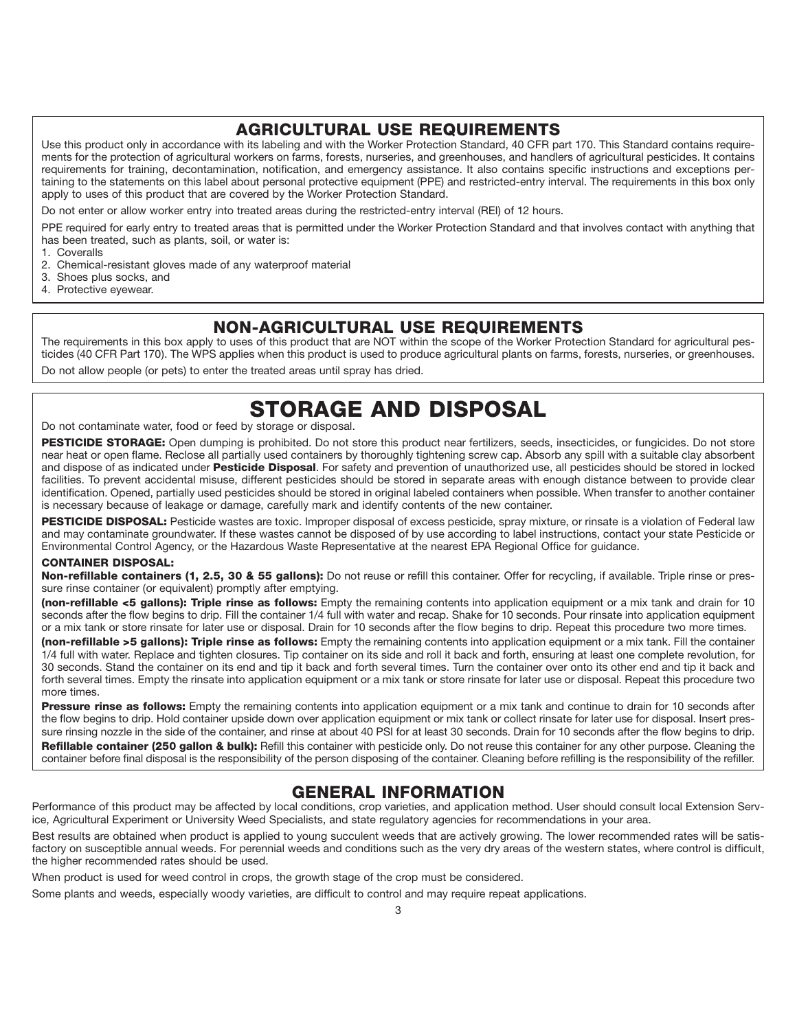## AGRICULTURAL USE REQUIREMENTS

Use this product only in accordance with its labeling and with the Worker Protection Standard, 40 CFR part 170. This Standard contains requirements for the protection of agricultural workers on farms, forests, nurseries, and greenhouses, and handlers of agricultural pesticides. It contains requirements for training, decontamination, notification, and emergency assistance. It also contains specific instructions and exceptions pertaining to the statements on this label about personal protective equipment (PPE) and restricted-entry interval. The requirements in this box only apply to uses of this product that are covered by the Worker Protection Standard.

Do not enter or allow worker entry into treated areas during the restricted-entry interval (REI) of 12 hours.

PPE required for early entry to treated areas that is permitted under the Worker Protection Standard and that involves contact with anything that has been treated, such as plants, soil, or water is:

1. Coveralls
2. Chemical-resistant gloves made of any waterproof material
3. Shoes plus socks, and
4. Protective eyewear.

## NON-AGRICULTURAL USE REQUIREMENTS

The requirements in this box apply to uses of this product that are NOT within the scope of the Worker Protection Standard for agricultural pesticides (40 CFR Part 170). The WPS applies when this product is used to produce agricultural plants on farms, forests, nurseries, or greenhouses.

Do not allow people (or pets) to enter the treated areas until spray has dried.

# STORAGE AND DISPOSAL

Do not contaminate water, food or feed by storage or disposal.

**PESTICIDE STORAGE:** Open dumping is prohibited. Do not store this product near fertilizers, seeds, insecticides, or fungicides. Do not store near heat or open flame. Reclose all partially used containers by thoroughly tightening screw cap. Absorb any spill with a suitable clay absorbent and dispose of as indicated under **Pesticide Disposal**. For safety and prevention of unauthorized use, all pesticides should be stored in locked facilities. To prevent accidental misuse, different pesticides should be stored in separate areas with enough distance between to provide clear identification. Opened, partially used pesticides should be stored in original labeled containers when possible. When transfer to another container is necessary because of leakage or damage, carefully mark and identify contents of the new container.

**PESTICIDE DISPOSAL:** Pesticide wastes are toxic. Improper disposal of excess pesticide, spray mixture, or rinsate is a violation of Federal law and may contaminate groundwater. If these wastes cannot be disposed of by use according to label instructions, contact your state Pesticide or Environmental Control Agency, or the Hazardous Waste Representative at the nearest EPA Regional Office for guidance.

**CONTAINER DISPOSAL:**

**Non-refillable containers (1, 2.5, 30 & 55 gallons):** Do not reuse or refill this container. Offer for recycling, if available. Triple rinse or pressure rinse container (or equivalent) promptly after emptying.

**(non-refillable <5 gallons): Triple rinse as follows:** Empty the remaining contents into application equipment or a mix tank and drain for 10 seconds after the flow begins to drip. Fill the container 1/4 full with water and recap. Shake for 10 seconds. Pour rinsate into application equipment or a mix tank or store rinsate for later use or disposal. Drain for 10 seconds after the flow begins to drip. Repeat this procedure two more times.

**(non-refillable >5 gallons): Triple rinse as follows:** Empty the remaining contents into application equipment or a mix tank. Fill the container 1/4 full with water. Replace and tighten closures. Tip container on its side and roll it back and forth, ensuring at least one complete revolution, for 30 seconds. Stand the container on its end and tip it back and forth several times. Turn the container over onto its other end and tip it back and forth several times. Empty the rinsate into application equipment or a mix tank or store rinsate for later use or disposal. Repeat this procedure two more times.

**Pressure rinse as follows:** Empty the remaining contents into application equipment or a mix tank and continue to drain for 10 seconds after the flow begins to drip. Hold container upside down over application equipment or mix tank or collect rinsate for later use for disposal. Insert pressure rinsing nozzle in the side of the container, and rinse at about 40 PSI for at least 30 seconds. Drain for 10 seconds after the flow begins to drip.

**Refillable container (250 gallon & bulk):** Refill this container with pesticide only. Do not reuse this container for any other purpose. Cleaning the container before final disposal is the responsibility of the person disposing of the container. Cleaning before refilling is the responsibility of the refiller.

## GENERAL INFORMATION

Performance of this product may be affected by local conditions, crop varieties, and application method. User should consult local Extension Service, Agricultural Experiment or University Weed Specialists, and state regulatory agencies for recommendations in your area.

Best results are obtained when product is applied to young succulent weeds that are actively growing. The lower recommended rates will be satisfactory on susceptible annual weeds. For perennial weeds and conditions such as the very dry areas of the western states, where control is difficult, the higher recommended rates should be used.

When product is used for weed control in crops, the growth stage of the crop must be considered.

Some plants and weeds, especially woody varieties, are difficult to control and may require repeat applications.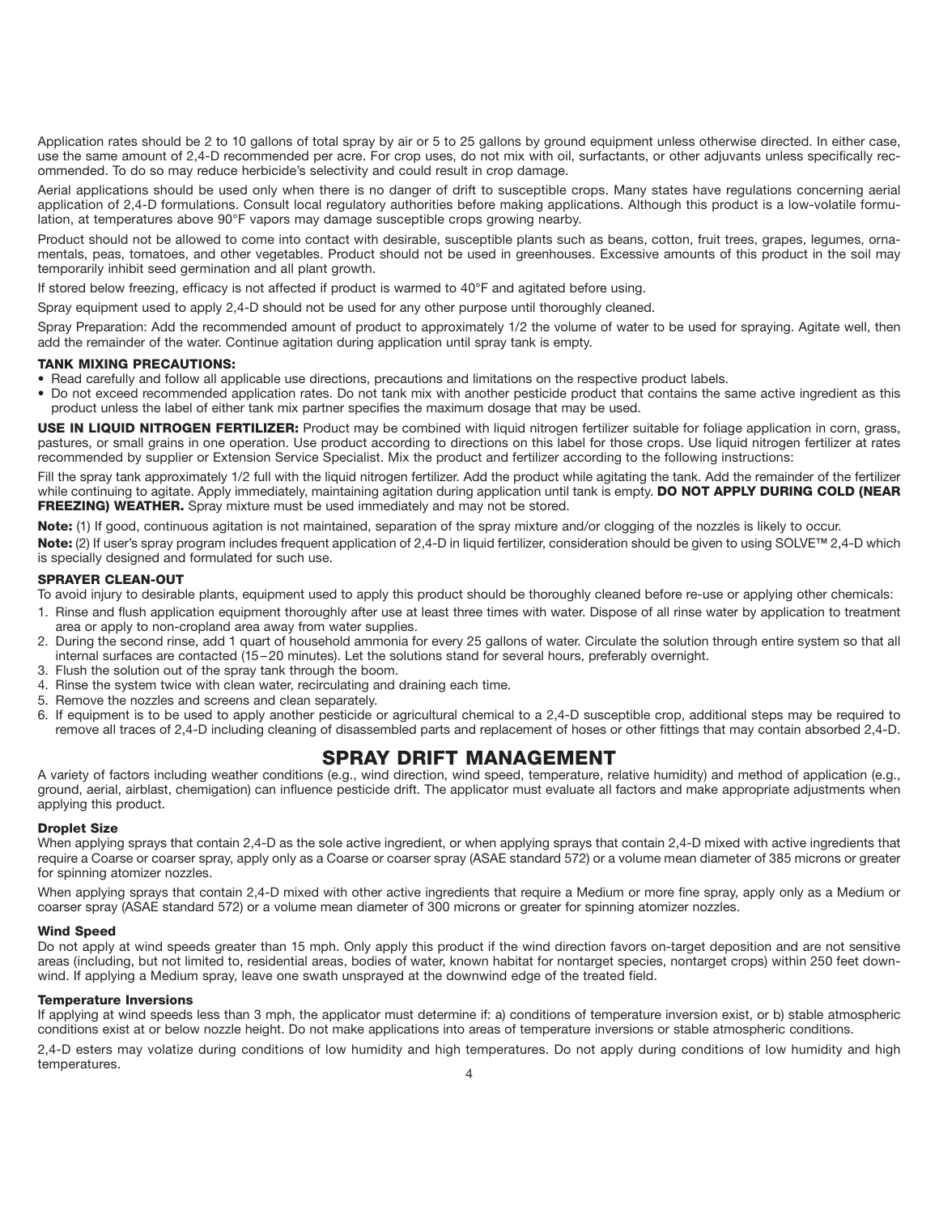Application rates should be 2 to 10 gallons of total spray by air or 5 to 25 gallons by ground equipment unless otherwise directed. In either case, use the same amount of 2,4-D recommended per acre. For crop uses, do not mix with oil, surfactants, or other adjuvants unless specifically recommended. To do so may reduce herbicide's selectivity and could result in crop damage.

Aerial applications should be used only when there is no danger of drift to susceptible crops. Many states have regulations concerning aerial application of 2,4-D formulations. Consult local regulatory authorities before making applications. Although this product is a low-volatile formulation, at temperatures above 90°F vapors may damage susceptible crops growing nearby.

Product should not be allowed to come into contact with desirable, susceptible plants such as beans, cotton, fruit trees, grapes, legumes, ornamentals, peas, tomatoes, and other vegetables. Product should not be used in greenhouses. Excessive amounts of this product in the soil may temporarily inhibit seed germination and all plant growth.

If stored below freezing, efficacy is not affected if product is warmed to 40°F and agitated before using.

Spray equipment used to apply 2,4-D should not be used for any other purpose until thoroughly cleaned.

Spray Preparation: Add the recommended amount of product to approximately 1/2 the volume of water to be used for spraying. Agitate well, then add the remainder of the water. Continue agitation during application until spray tank is empty.

#### TANK MIXING PRECAUTIONS:

- Read carefully and follow all applicable use directions, precautions and limitations on the respective product labels.
- Do not exceed recommended application rates. Do not tank mix with another pesticide product that contains the same active ingredient as this product unless the label of either tank mix partner specifies the maximum dosage that may be used.

**USE IN LIQUID NITROGEN FERTILIZER:** Product may be combined with liquid nitrogen fertilizer suitable for foliage application in corn, grass, pastures, or small grains in one operation. Use product according to directions on this label for those crops. Use liquid nitrogen fertilizer at rates recommended by supplier or Extension Service Specialist. Mix the product and fertilizer according to the following instructions:

Fill the spray tank approximately 1/2 full with the liquid nitrogen fertilizer. Add the product while agitating the tank. Add the remainder of the fertilizer while continuing to agitate. Apply immediately, maintaining agitation during application until tank is empty. **DO NOT APPLY DURING COLD (NEAR FREEZING) WEATHER.** Spray mixture must be used immediately and may not be stored.

**Note:** (1) If good, continuous agitation is not maintained, separation of the spray mixture and/or clogging of the nozzles is likely to occur.

**Note:** (2) If user's spray program includes frequent application of 2,4-D in liquid fertilizer, consideration should be given to using SOLVE™ 2,4-D which is specially designed and formulated for such use.

#### SPRAYER CLEAN-OUT

To avoid injury to desirable plants, equipment used to apply this product should be thoroughly cleaned before re-use or applying other chemicals:

1. Rinse and flush application equipment thoroughly after use at least three times with water. Dispose of all rinse water by application to treatment area or apply to non-cropland area away from water supplies.
2. During the second rinse, add 1 quart of household ammonia for every 25 gallons of water. Circulate the solution through entire system so that all internal surfaces are contacted (15–20 minutes). Let the solutions stand for several hours, preferably overnight.
3. Flush the solution out of the spray tank through the boom.
4. Rinse the system twice with clean water, recirculating and draining each time.
5. Remove the nozzles and screens and clean separately.
6. If equipment is to be used to apply another pesticide or agricultural chemical to a 2,4-D susceptible crop, additional steps may be required to remove all traces of 2,4-D including cleaning of disassembled parts and replacement of hoses or other fittings that may contain absorbed 2,4-D.

## SPRAY DRIFT MANAGEMENT

A variety of factors including weather conditions (e.g., wind direction, wind speed, temperature, relative humidity) and method of application (e.g., ground, aerial, airblast, chemigation) can influence pesticide drift. The applicator must evaluate all factors and make appropriate adjustments when applying this product.

#### Droplet Size

When applying sprays that contain 2,4-D as the sole active ingredient, or when applying sprays that contain 2,4-D mixed with active ingredients that require a Coarse or coarser spray, apply only as a Coarse or coarser spray (ASAE standard 572) or a volume mean diameter of 385 microns or greater for spinning atomizer nozzles.

When applying sprays that contain 2,4-D mixed with other active ingredients that require a Medium or more fine spray, apply only as a Medium or coarser spray (ASAE standard 572) or a volume mean diameter of 300 microns or greater for spinning atomizer nozzles.

#### Wind Speed

Do not apply at wind speeds greater than 15 mph. Only apply this product if the wind direction favors on-target deposition and are not sensitive areas (including, but not limited to, residential areas, bodies of water, known habitat for nontarget species, nontarget crops) within 250 feet downwind. If applying a Medium spray, leave one swath unsprayed at the downwind edge of the treated field.

#### Temperature Inversions

If applying at wind speeds less than 3 mph, the applicator must determine if: a) conditions of temperature inversion exist, or b) stable atmospheric conditions exist at or below nozzle height. Do not make applications into areas of temperature inversions or stable atmospheric conditions.

2,4-D esters may volatize during conditions of low humidity and high temperatures. Do not apply during conditions of low humidity and high temperatures.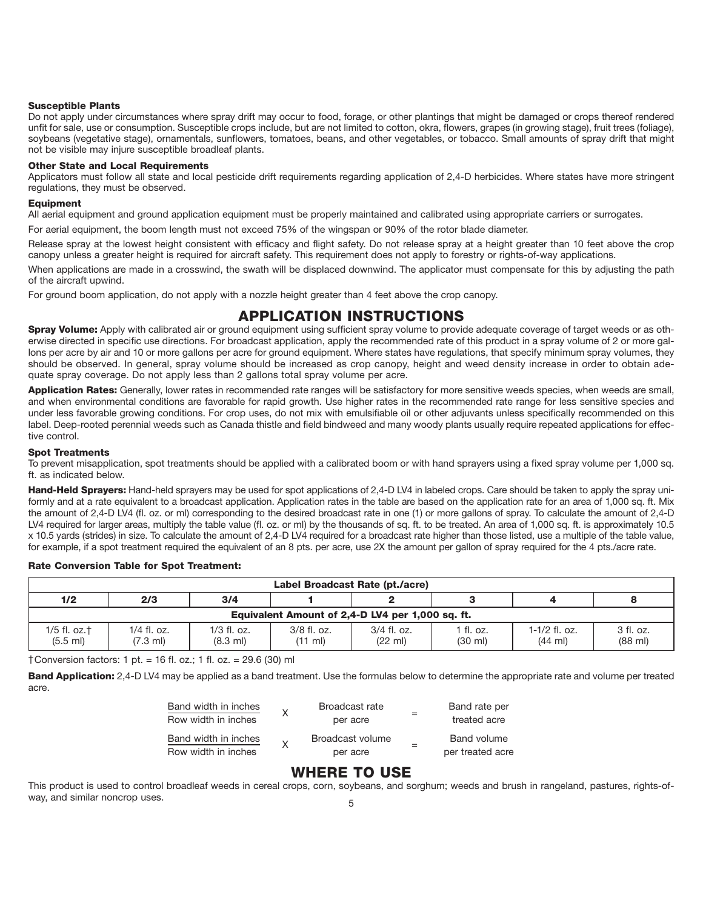### Susceptible Plants

Do not apply under circumstances where spray drift may occur to food, forage, or other plantings that might be damaged or crops thereof rendered unfit for sale, use or consumption. Susceptible crops include, but are not limited to cotton, okra, flowers, grapes (in growing stage), fruit trees (foliage), soybeans (vegetative stage), ornamentals, sunflowers, tomatoes, beans, and other vegetables, or tobacco. Small amounts of spray drift that might not be visible may injure susceptible broadleaf plants.

### Other State and Local Requirements

Applicators must follow all state and local pesticide drift requirements regarding application of 2,4-D herbicides. Where states have more stringent regulations, they must be observed.

### Equipment

All aerial equipment and ground application equipment must be properly maintained and calibrated using appropriate carriers or surrogates.

For aerial equipment, the boom length must not exceed 75% of the wingspan or 90% of the rotor blade diameter.

Release spray at the lowest height consistent with efficacy and flight safety. Do not release spray at a height greater than 10 feet above the crop canopy unless a greater height is required for aircraft safety. This requirement does not apply to forestry or rights-of-way applications.

When applications are made in a crosswind, the swath will be displaced downwind. The applicator must compensate for this by adjusting the path of the aircraft upwind.

For ground boom application, do not apply with a nozzle height greater than 4 feet above the crop canopy.

## APPLICATION INSTRUCTIONS

**Spray Volume:** Apply with calibrated air or ground equipment using sufficient spray volume to provide adequate coverage of target weeds or as otherwise directed in specific use directions. For broadcast application, apply the recommended rate of this product in a spray volume of 2 or more gallons per acre by air and 10 or more gallons per acre for ground equipment. Where states have regulations, that specify minimum spray volumes, they should be observed. In general, spray volume should be increased as crop canopy, height and weed density increase in order to obtain adequate spray coverage. Do not apply less than 2 gallons total spray volume per acre.

**Application Rates:** Generally, lower rates in recommended rate ranges will be satisfactory for more sensitive weeds species, when weeds are small, and when environmental conditions are favorable for rapid growth. Use higher rates in the recommended rate range for less sensitive species and under less favorable growing conditions. For crop uses, do not mix with emulsifiable oil or other adjuvants unless specifically recommended on this label. Deep-rooted perennial weeds such as Canada thistle and field bindweed and many woody plants usually require repeated applications for effective control.

### Spot Treatments

To prevent misapplication, spot treatments should be applied with a calibrated boom or with hand sprayers using a fixed spray volume per 1,000 sq. ft. as indicated below.

**Hand-Held Sprayers:** Hand-held sprayers may be used for spot applications of 2,4-D LV4 in labeled crops. Care should be taken to apply the spray uniformly and at a rate equivalent to a broadcast application. Application rates in the table are based on the application rate for an area of 1,000 sq. ft. Mix the amount of 2,4-D LV4 (fl. oz. or ml) corresponding to the desired broadcast rate in one (1) or more gallons of spray. To calculate the amount of 2,4-D LV4 required for larger areas, multiply the table value (fl. oz. or ml) by the thousands of sq. ft. to be treated. An area of 1,000 sq. ft. is approximately 10.5 x 10.5 yards (strides) in size. To calculate the amount of 2,4-D LV4 required for a broadcast rate higher than those listed, use a multiple of the table value, for example, if a spot treatment required the equivalent of an 8 pts. per acre, use 2X the amount per gallon of spray required for the 4 pts./acre rate.

**Rate Conversion Table for Spot Treatment:**

| Label Broadcast Rate (pt./acre) | | | | | | | |
|---|---|---|---|---|---|---|---|
| 1/2 | 2/3 | 3/4 | 1 | 2 | 3 | 4 | 8 |
| Equivalent Amount of 2,4-D LV4 per 1,000 sq. ft. | | | | | | | |
| 1/5 fl. oz.† (5.5 ml) | 1/4 fl. oz. (7.3 ml) | 1/3 fl. oz. (8.3 ml) | 3/8 fl. oz. (11 ml) | 3/4 fl. oz. (22 ml) | 1 fl. oz. (30 ml) | 1-1/2 fl. oz. (44 ml) | 3 fl. oz. (88 ml) |

†Conversion factors: 1 pt. = 16 fl. oz.; 1 fl. oz. = 29.6 (30) ml

**Band Application:** 2,4-D LV4 may be applied as a band treatment. Use the formulas below to determine the appropriate rate and volume per treated acre.

$$\frac{\text{Band width in inches}}{\text{Row width in inches}} \times \text{Broadcast rate per acre} = \text{Band rate per treated acre}$$

$$\frac{\text{Band width in inches}}{\text{Row width in inches}} \times \text{Broadcast volume per acre} = \text{Band volume per treated acre}$$

## WHERE TO USE

This product is used to control broadleaf weeds in cereal crops, corn, soybeans, and sorghum; weeds and brush in rangeland, pastures, rights-of-way, and similar noncrop uses.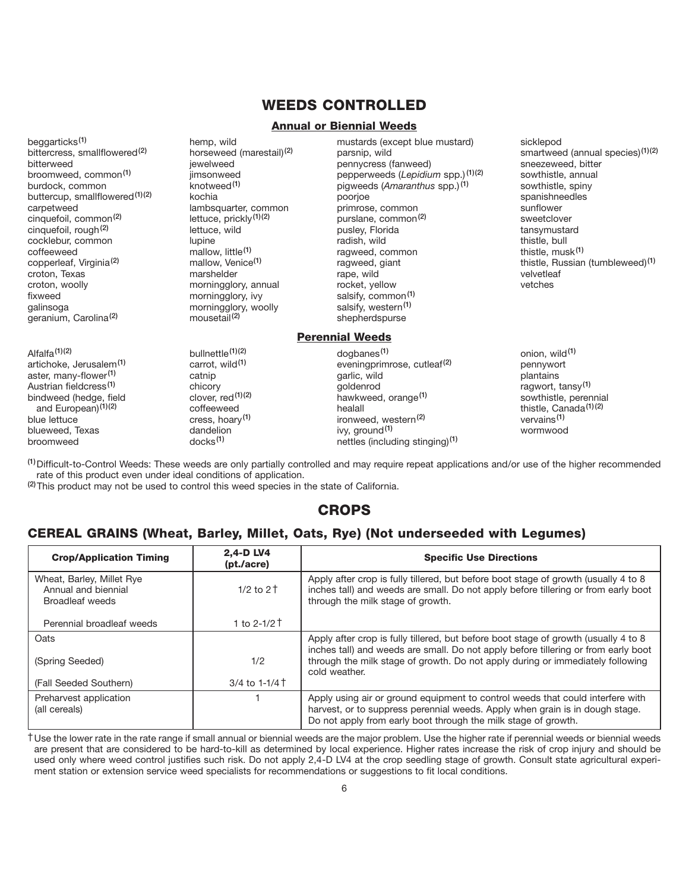# WEEDS CONTROLLED

## Annual or Biennial Weeds

beggarticks[1]
bittercress, smallflowered[2]
bitterweed
broomweed, common[1]
burdock, common
buttercup, smallflowered[1][2]
carpetweed
cinquefoil, common[2]
cinquefoil, rough[2]
cocklebur, common
coffeeweed
copperleaf, Virginia[2]
croton, Texas
croton, woolly
fixweed
galinsoga
geranium, Carolina[2]
hemp, wild
horseweed (marestail)[2]
jewelweed
jimsonweed
knotweed[1]
kochia
lambsquarter, common
lettuce, prickly[1][2]
lettuce, wild
lupine
mallow, little[1]
mallow, Venice[1]
marshelder
morningglory, annual
morningglory, ivy
morningglory, woolly
mousetail[2]
mustards (except blue mustard)
parsnip, wild
pennycress (fanweed)
pepperweeds (*Lepidium* spp.)[1][2]
pigweeds (*Amaranthus* spp.)[1]
poorjoe
primrose, common
purslane, common[2]
pusley, Florida
radish, wild
ragweed, common
ragweed, giant
rape, wild
rocket, yellow
salsify, common[1]
salsify, western[1]
shepherdspurse
sicklepod
smartweed (annual species)[1][2]
sneezeweed, bitter
sowthistle, annual
sowthistle, spiny
spanishneedles
sunflower
sweetclover
tansymustard
thistle, bull
thistle, musk[1]
thistle, Russian (tumbleweed)[1]
velvetleaf
vetches

## Perennial Weeds

Alfalfa[1][2]
artichoke, Jerusalem[1]
aster, many-flower[1]
Austrian fieldcress[1]
bindweed (hedge, field and European)[1][2]
blue lettuce
blueweed, Texas
broomweed
bullnettle[1][2]
carrot, wild[1]
catnip
chicory
clover, red[1][2]
coffeeweed
cress, hoary[1]
dandelion
docks[1]
dogbanes[1]
eveningprimrose, cutleaf[2]
garlic, wild
goldenrod
hawkweed, orange[1]
healall
ironweed, western[2]
ivy, ground[1]
nettles (including stinging)[1]
onion, wild[1]
pennywort
plantains
ragwort, tansy[1]
sowthistle, perennial
thistle, Canada[1][2]
vervains[1]
wormwood

[1] Difficult-to-Control Weeds: These weeds are only partially controlled and may require repeat applications and/or use of the higher recommended rate of this product even under ideal conditions of application.

[2] This product may not be used to control this weed species in the state of California.

# CROPS

## CEREAL GRAINS (Wheat, Barley, Millet, Oats, Rye) (Not underseeded with Legumes)

| Crop/Application Timing | 2,4-D LV4 (pt./acre) | Specific Use Directions |
|---|---|---|
| Wheat, Barley, Millet Rye<br>Annual and biennial Broadleaf weeds | 1/2 to 2 † | Apply after crop is fully tillered, but before boot stage of growth (usually 4 to 8 inches tall) and weeds are small. Do not apply before tillering or from early boot through the milk stage of growth. |
| Perennial broadleaf weeds | 1 to 2-1/2 † | |
| Oats<br>(Spring Seeded) | 1/2 | Apply after crop is fully tillered, but before boot stage of growth (usually 4 to 8 inches tall) and weeds are small. Do not apply before tillering or from early boot through the milk stage of growth. Do not apply during or immediately following cold weather. |
| (Fall Seeded Southern) | 3/4 to 1-1/4 † | |
| Preharvest application (all cereals) | 1 | Apply using air or ground equipment to control weeds that could interfere with harvest, or to suppress perennial weeds. Apply when grain is in dough stage. Do not apply from early boot through the milk stage of growth. |

† Use the lower rate in the rate range if small annual or biennial weeds are the major problem. Use the higher rate if perennial weeds or biennial weeds are present that are considered to be hard-to-kill as determined by local experience. Higher rates increase the risk of crop injury and should be used only where weed control justifies such risk. Do not apply 2,4-D LV4 at the crop seedling stage of growth. Consult state agricultural experiment station or extension service weed specialists for recommendations or suggestions to fit local conditions.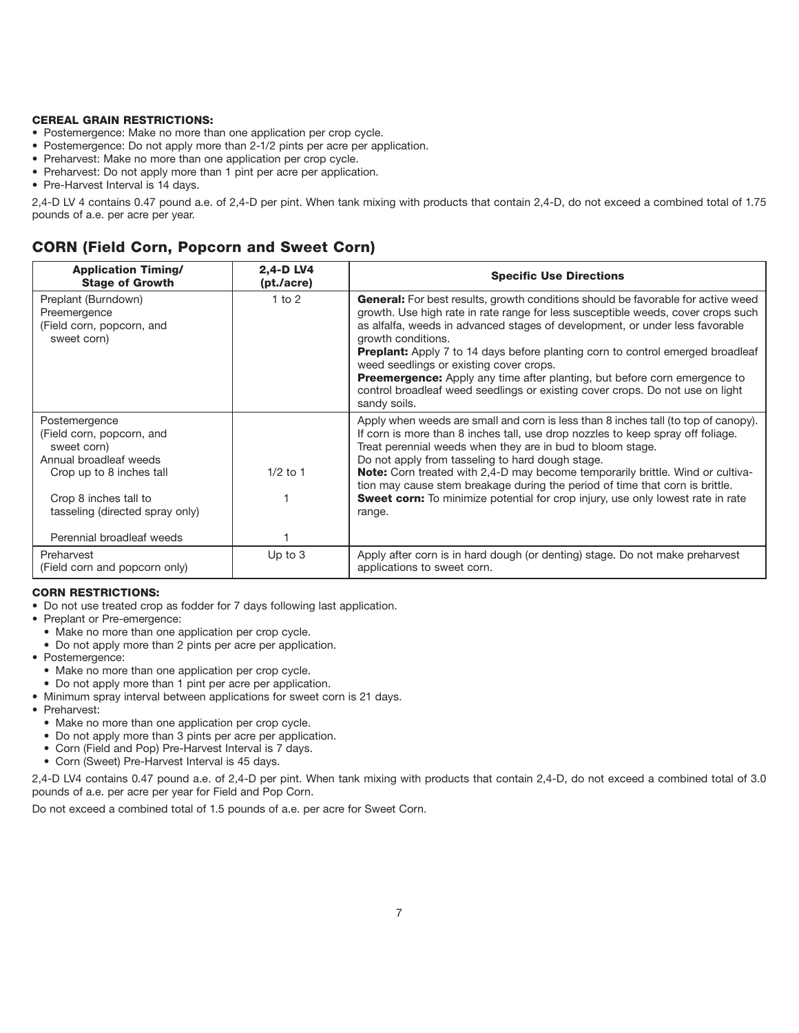**CEREAL GRAIN RESTRICTIONS:**

- Postemergence: Make no more than one application per crop cycle.
- Postemergence: Do not apply more than 2-1/2 pints per acre per application.
- Preharvest: Make no more than one application per crop cycle.
- Preharvest: Do not apply more than 1 pint per acre per application.
- Pre-Harvest Interval is 14 days.

2,4-D LV 4 contains 0.47 pound a.e. of 2,4-D per pint. When tank mixing with products that contain 2,4-D, do not exceed a combined total of 1.75 pounds of a.e. per acre per year.

## CORN (Field Corn, Popcorn and Sweet Corn)

| Application Timing/ Stage of Growth | 2,4-D LV4 (pt./acre) | Specific Use Directions |
|---|---|---|
| Preplant (Burndown)<br>Preemergence<br>(Field corn, popcorn, and sweet corn) | 1 to 2 | **General:** For best results, growth conditions should be favorable for active weed growth. Use high rate in rate range for less susceptible weeds, cover crops such as alfalfa, weeds in advanced stages of development, or under less favorable growth conditions.<br>**Preplant:** Apply 7 to 14 days before planting corn to control emerged broadleaf weed seedlings or existing cover crops.<br>**Preemergence:** Apply any time after planting, but before corn emergence to control broadleaf weed seedlings or existing cover crops. Do not use on light sandy soils. |
| Postemergence<br>(Field corn, popcorn, and sweet corn)<br>Annual broadleaf weeds<br>Crop up to 8 inches tall<br><br>Crop 8 inches tall to tasseling (directed spray only)<br><br>Perennial broadleaf weeds | <br><br><br>1/2 to 1<br><br>1<br><br>1 | Apply when weeds are small and corn is less than 8 inches tall (to top of canopy). If corn is more than 8 inches tall, use drop nozzles to keep spray off foliage. Treat perennial weeds when they are in bud to bloom stage.<br>Do not apply from tasseling to hard dough stage.<br>**Note:** Corn treated with 2,4-D may become temporarily brittle. Wind or cultivation may cause stem breakage during the period of time that corn is brittle.<br>**Sweet corn:** To minimize potential for crop injury, use only lowest rate in rate range. |
| Preharvest<br>(Field corn and popcorn only) | Up to 3 | Apply after corn is in hard dough (or denting) stage. Do not make preharvest applications to sweet corn. |

**CORN RESTRICTIONS:**

- Do not use treated crop as fodder for 7 days following last application.
- Preplant or Pre-emergence:
  - Make no more than one application per crop cycle.
  - Do not apply more than 2 pints per acre per application.
- Postemergence:
  - Make no more than one application per crop cycle.
  - Do not apply more than 1 pint per acre per application.
- Minimum spray interval between applications for sweet corn is 21 days.
- Preharvest:
  - Make no more than one application per crop cycle.
  - Do not apply more than 3 pints per acre per application.
  - Corn (Field and Pop) Pre-Harvest Interval is 7 days.
  - Corn (Sweet) Pre-Harvest Interval is 45 days.

2,4-D LV4 contains 0.47 pound a.e. of 2,4-D per pint. When tank mixing with products that contain 2,4-D, do not exceed a combined total of 3.0 pounds of a.e. per acre per year for Field and Pop Corn.

Do not exceed a combined total of 1.5 pounds of a.e. per acre for Sweet Corn.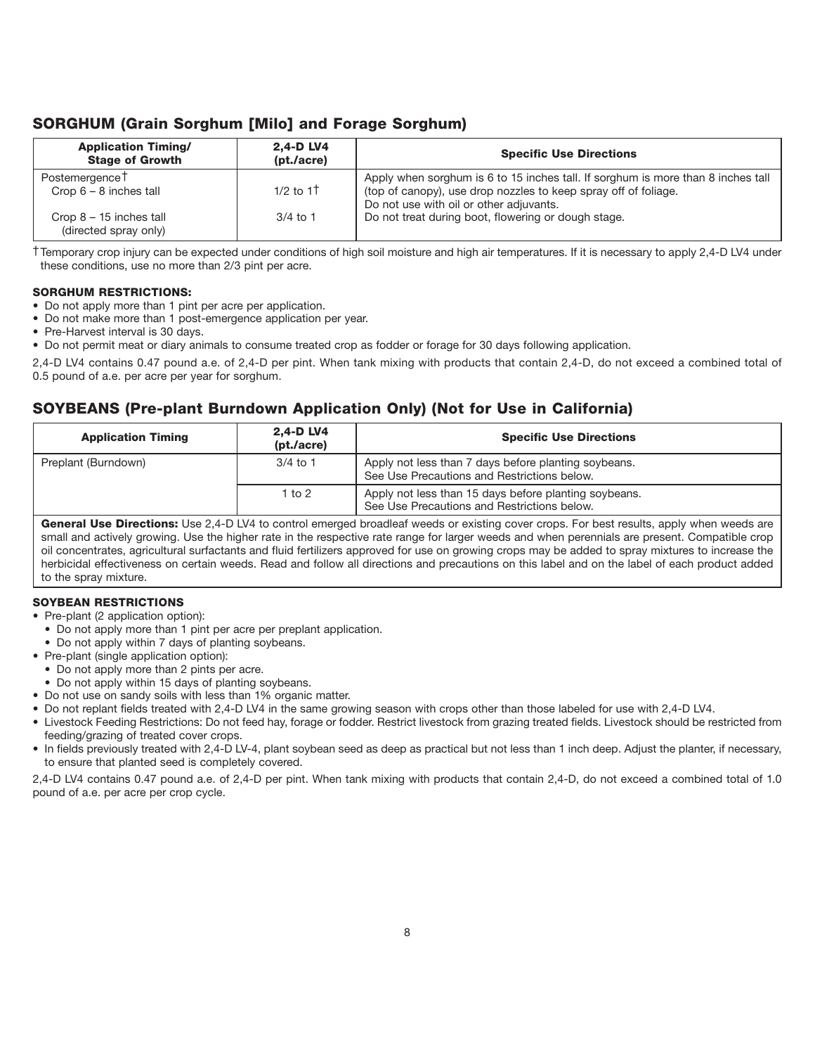## SORGHUM (Grain Sorghum [Milo] and Forage Sorghum)

| Application Timing/ Stage of Growth | 2,4-D LV4 (pt./acre) | Specific Use Directions |
|---|---|---|
| Postemergence† <br> Crop 6 – 8 inches tall <br> Crop 8 – 15 inches tall (directed spray only) | <br> 1/2 to 1† <br> 3/4 to 1 | Apply when sorghum is 6 to 15 inches tall. If sorghum is more than 8 inches tall (top of canopy), use drop nozzles to keep spray off of foliage. Do not use with oil or other adjuvants. Do not treat during boot, flowering or dough stage. |

†Temporary crop injury can be expected under conditions of high soil moisture and high air temperatures. If it is necessary to apply 2,4-D LV4 under these conditions, use no more than 2/3 pint per acre.

#### SORGHUM RESTRICTIONS:

- Do not apply more than 1 pint per acre per application.
- Do not make more than 1 post-emergence application per year.
- Pre-Harvest interval is 30 days.
- Do not permit meat or diary animals to consume treated crop as fodder or forage for 30 days following application.

2,4-D LV4 contains 0.47 pound a.e. of 2,4-D per pint. When tank mixing with products that contain 2,4-D, do not exceed a combined total of 0.5 pound of a.e. per acre per year for sorghum.

## SOYBEANS (Pre-plant Burndown Application Only) (Not for Use in California)

| Application Timing | 2,4-D LV4 (pt./acre) | Specific Use Directions |
|---|---|---|
| Preplant (Burndown) | 3/4 to 1 | Apply not less than 7 days before planting soybeans. See Use Precautions and Restrictions below. |
| | 1 to 2 | Apply not less than 15 days before planting soybeans. See Use Precautions and Restrictions below. |

**General Use Directions:** Use 2,4-D LV4 to control emerged broadleaf weeds or existing cover crops. For best results, apply when weeds are small and actively growing. Use the higher rate in the respective rate range for larger weeds and when perennials are present. Compatible crop oil concentrates, agricultural surfactants and fluid fertilizers approved for use on growing crops may be added to spray mixtures to increase the herbicidal effectiveness on certain weeds. Read and follow all directions and precautions on this label and on the label of each product added to the spray mixture.

#### SOYBEAN RESTRICTIONS

- Pre-plant (2 application option):
  - Do not apply more than 1 pint per acre per preplant application.
  - Do not apply within 7 days of planting soybeans.
- Pre-plant (single application option):
  - Do not apply more than 2 pints per acre.
  - Do not apply within 15 days of planting soybeans.
- Do not use on sandy soils with less than 1% organic matter.
- Do not replant fields treated with 2,4-D LV4 in the same growing season with crops other than those labeled for use with 2,4-D LV4.
- Livestock Feeding Restrictions: Do not feed hay, forage or fodder. Restrict livestock from grazing treated fields. Livestock should be restricted from feeding/grazing of treated cover crops.
- In fields previously treated with 2,4-D LV-4, plant soybean seed as deep as practical but not less than 1 inch deep. Adjust the planter, if necessary, to ensure that planted seed is completely covered.

2,4-D LV4 contains 0.47 pound a.e. of 2,4-D per pint. When tank mixing with products that contain 2,4-D, do not exceed a combined total of 1.0 pound of a.e. per acre per crop cycle.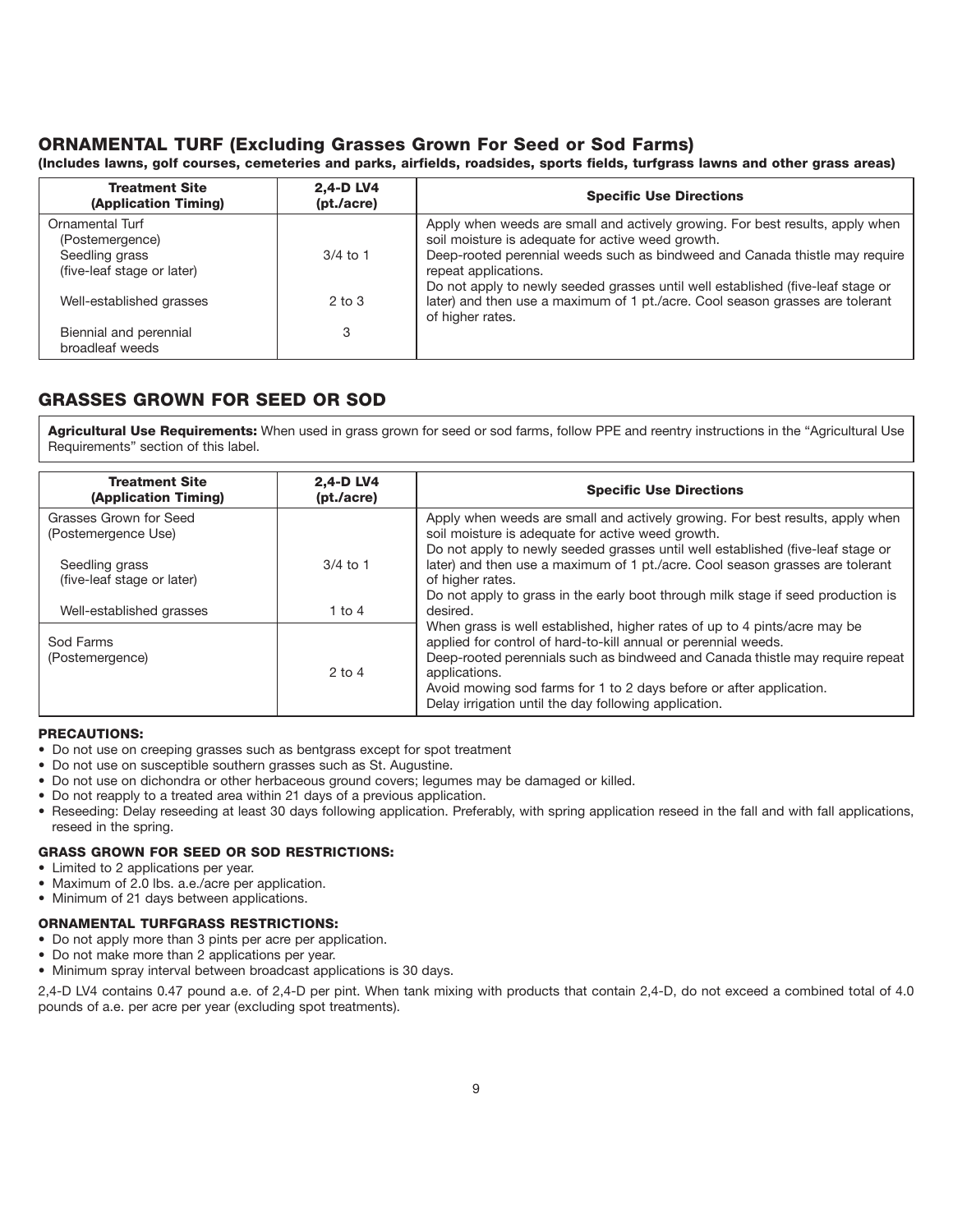## ORNAMENTAL TURF (Excluding Grasses Grown For Seed or Sod Farms)

**(Includes lawns, golf courses, cemeteries and parks, airfields, roadsides, sports fields, turfgrass lawns and other grass areas)**

| Treatment Site (Application Timing) | 2,4-D LV4 (pt./acre) | Specific Use Directions |
|---|---|---|
| Ornamental Turf (Postemergence) | | Apply when weeds are small and actively growing. For best results, apply when soil moisture is adequate for active weed growth. |
| Seedling grass (five-leaf stage or later) | 3/4 to 1 | Deep-rooted perennial weeds such as bindweed and Canada thistle may require repeat applications. |
| Well-established grasses | 2 to 3 | Do not apply to newly seeded grasses until well established (five-leaf stage or later) and then use a maximum of 1 pt./acre. Cool season grasses are tolerant of higher rates. |
| Biennial and perennial broadleaf weeds | 3 | |

## GRASSES GROWN FOR SEED OR SOD

**Agricultural Use Requirements:** When used in grass grown for seed or sod farms, follow PPE and reentry instructions in the "Agricultural Use Requirements" section of this label.

| Treatment Site (Application Timing) | 2,4-D LV4 (pt./acre) | Specific Use Directions |
|---|---|---|
| Grasses Grown for Seed (Postemergence Use) | | Apply when weeds are small and actively growing. For best results, apply when soil moisture is adequate for active weed growth. |
| Seedling grass (five-leaf stage or later) | 3/4 to 1 | Do not apply to newly seeded grasses until well established (five-leaf stage or later) and then use a maximum of 1 pt./acre. Cool season grasses are tolerant of higher rates. |
| Well-established grasses | 1 to 4 | Do not apply to grass in the early boot through milk stage if seed production is desired. |
| Sod Farms (Postemergence) | 2 to 4 | When grass is well established, higher rates of up to 4 pints/acre may be applied for control of hard-to-kill annual or perennial weeds. Deep-rooted perennials such as bindweed and Canada thistle may require repeat applications. Avoid mowing sod farms for 1 to 2 days before or after application. Delay irrigation until the day following application. |

#### PRECAUTIONS:

- Do not use on creeping grasses such as bentgrass except for spot treatment
- Do not use on susceptible southern grasses such as St. Augustine.
- Do not use on dichondra or other herbaceous ground covers; legumes may be damaged or killed.
- Do not reapply to a treated area within 21 days of a previous application.
- Reseeding: Delay reseeding at least 30 days following application. Preferably, with spring application reseed in the fall and with fall applications, reseed in the spring.

#### GRASS GROWN FOR SEED OR SOD RESTRICTIONS:

- Limited to 2 applications per year.
- Maximum of 2.0 lbs. a.e./acre per application.
- Minimum of 21 days between applications.

#### ORNAMENTAL TURFGRASS RESTRICTIONS:

- Do not apply more than 3 pints per acre per application.
- Do not make more than 2 applications per year.
- Minimum spray interval between broadcast applications is 30 days.

2,4-D LV4 contains 0.47 pound a.e. of 2,4-D per pint. When tank mixing with products that contain 2,4-D, do not exceed a combined total of 4.0 pounds of a.e. per acre per year (excluding spot treatments).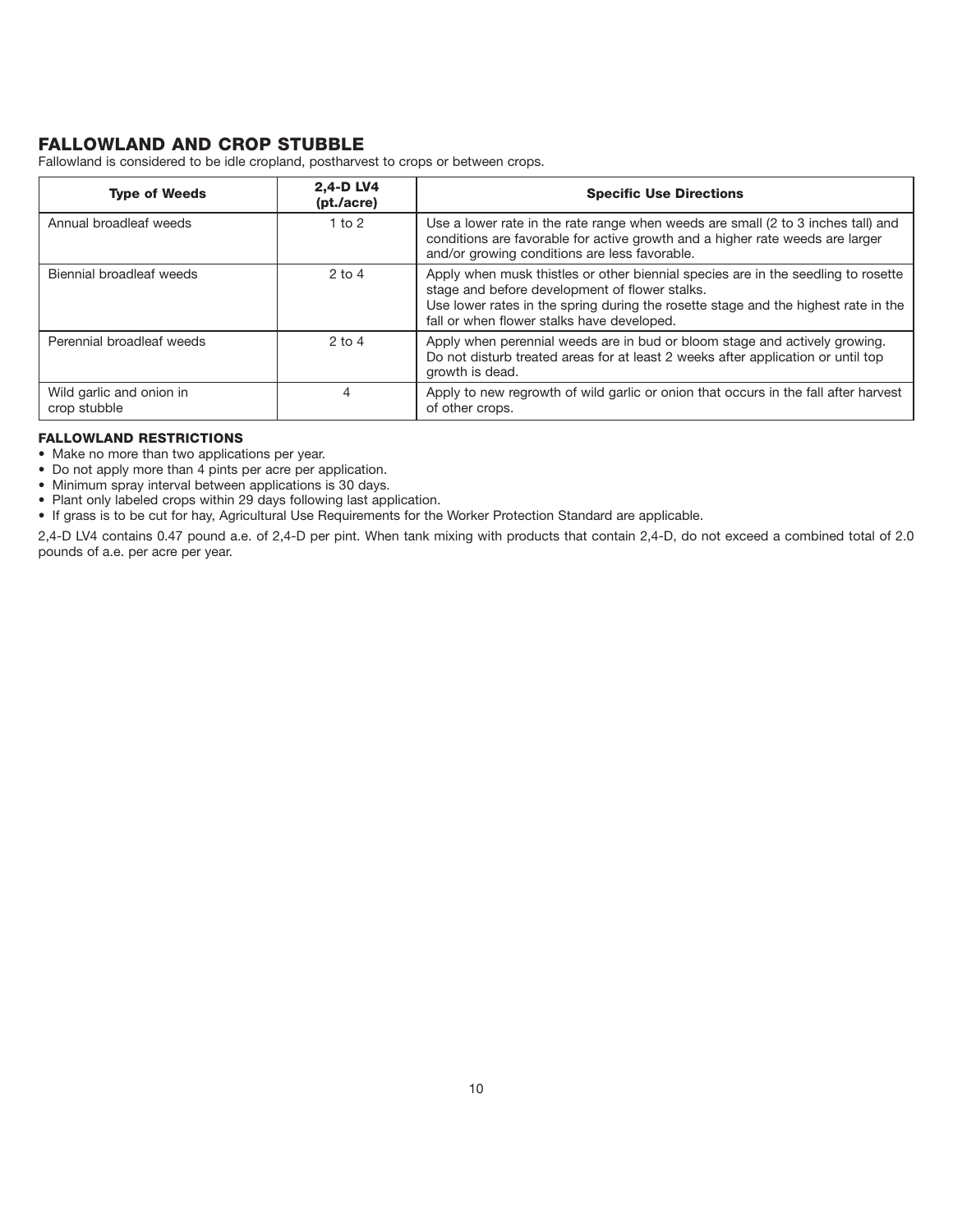## FALLOWLAND AND CROP STUBBLE

Fallowland is considered to be idle cropland, postharvest to crops or between crops.

| Type of Weeds | 2,4-D LV4 (pt./acre) | Specific Use Directions |
|---|---|---|
| Annual broadleaf weeds | 1 to 2 | Use a lower rate in the rate range when weeds are small (2 to 3 inches tall) and conditions are favorable for active growth and a higher rate weeds are larger and/or growing conditions are less favorable. |
| Biennial broadleaf weeds | 2 to 4 | Apply when musk thistles or other biennial species are in the seedling to rosette stage and before development of flower stalks.<br>Use lower rates in the spring during the rosette stage and the highest rate in the fall or when flower stalks have developed. |
| Perennial broadleaf weeds | 2 to 4 | Apply when perennial weeds are in bud or bloom stage and actively growing. Do not disturb treated areas for at least 2 weeks after application or until top growth is dead. |
| Wild garlic and onion in crop stubble | 4 | Apply to new regrowth of wild garlic or onion that occurs in the fall after harvest of other crops. |

**FALLOWLAND RESTRICTIONS**

- Make no more than two applications per year.
- Do not apply more than 4 pints per acre per application.
- Minimum spray interval between applications is 30 days.
- Plant only labeled crops within 29 days following last application.
- If grass is to be cut for hay, Agricultural Use Requirements for the Worker Protection Standard are applicable.

2,4-D LV4 contains 0.47 pound a.e. of 2,4-D per pint. When tank mixing with products that contain 2,4-D, do not exceed a combined total of 2.0 pounds of a.e. per acre per year.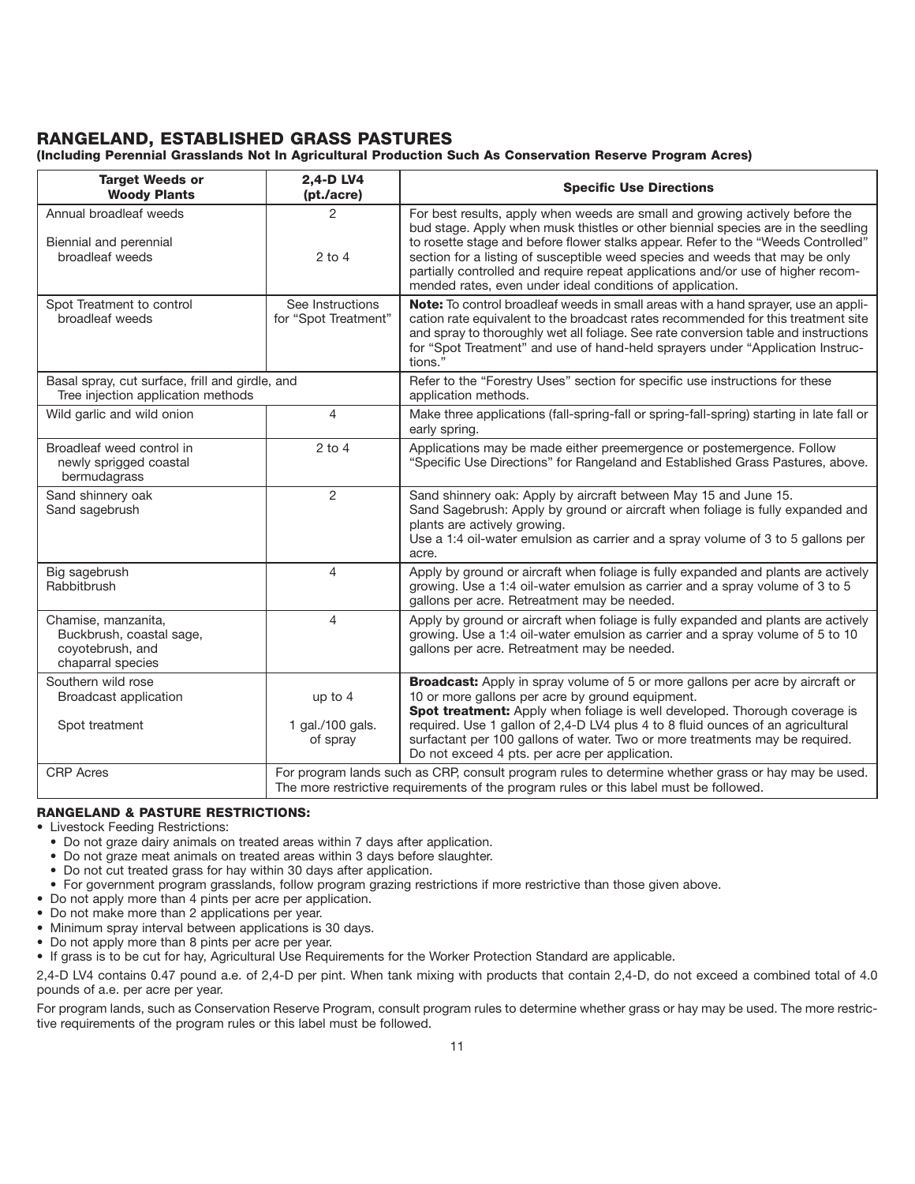## RANGELAND, ESTABLISHED GRASS PASTURES

**(Including Perennial Grasslands Not In Agricultural Production Such As Conservation Reserve Program Acres)**

| Target Weeds or Woody Plants | 2,4-D LV4 (pt./acre) | Specific Use Directions |
|---|---|---|
| Annual broadleaf weeds<br><br>Biennial and perennial broadleaf weeds | 2<br><br>2 to 4 | For best results, apply when weeds are small and growing actively before the bud stage. Apply when musk thistles or other biennial species are in the seedling to rosette stage and before flower stalks appear. Refer to the "Weeds Controlled" section for a listing of susceptible weed species and weeds that may be only partially controlled and require repeat applications and/or use of higher recommended rates, even under ideal conditions of application. |
| Spot Treatment to control broadleaf weeds | See Instructions for "Spot Treatment" | **Note:** To control broadleaf weeds in small areas with a hand sprayer, use an application rate equivalent to the broadcast rates recommended for this treatment site and spray to thoroughly wet all foliage. See rate conversion table and instructions for "Spot Treatment" and use of hand-held sprayers under "Application Instructions." |
| Basal spray, cut surface, frill and girdle, and Tree injection application methods | | Refer to the "Forestry Uses" section for specific use instructions for these application methods. |
| Wild garlic and wild onion | 4 | Make three applications (fall-spring-fall or spring-fall-spring) starting in late fall or early spring. |
| Broadleaf weed control in newly sprigged coastal bermudagrass | 2 to 4 | Applications may be made either preemergence or postemergence. Follow "Specific Use Directions" for Rangeland and Established Grass Pastures, above. |
| Sand shinnery oak<br>Sand sagebrush | 2 | Sand shinnery oak: Apply by aircraft between May 15 and June 15.<br>Sand Sagebrush: Apply by ground or aircraft when foliage is fully expanded and plants are actively growing.<br>Use a 1:4 oil-water emulsion as carrier and a spray volume of 3 to 5 gallons per acre. |
| Big sagebrush<br>Rabbitbrush | 4 | Apply by ground or aircraft when foliage is fully expanded and plants are actively growing. Use a 1:4 oil-water emulsion as carrier and a spray volume of 3 to 5 gallons per acre. Retreatment may be needed. |
| Chamise, manzanita, Buckbrush, coastal sage, coyotebrush, and chaparral species | 4 | Apply by ground or aircraft when foliage is fully expanded and plants are actively growing. Use a 1:4 oil-water emulsion as carrier and a spray volume of 5 to 10 gallons per acre. Retreatment may be needed. |
| Southern wild rose<br>Broadcast application<br><br>Spot treatment | <br>up to 4<br><br>1 gal./100 gals. of spray | **Broadcast:** Apply in spray volume of 5 or more gallons per acre by aircraft or 10 or more gallons per acre by ground equipment.<br>**Spot treatment:** Apply when foliage is well developed. Thorough coverage is required. Use 1 gallon of 2,4-D LV4 plus 4 to 8 fluid ounces of an agricultural surfactant per 100 gallons of water. Two or more treatments may be required. Do not exceed 4 pts. per acre per application. |
| CRP Acres | For program lands such as CRP, consult program rules to determine whether grass or hay may be used. The more restrictive requirements of the program rules or this label must be followed. | |

**RANGELAND & PASTURE RESTRICTIONS:**

- Livestock Feeding Restrictions:
  - Do not graze dairy animals on treated areas within 7 days after application.
  - Do not graze meat animals on treated areas within 3 days before slaughter.
  - Do not cut treated grass for hay within 30 days after application.
  - For government program grasslands, follow program grazing restrictions if more restrictive than those given above.
- Do not apply more than 4 pints per acre per application.
- Do not make more than 2 applications per year.
- Minimum spray interval between applications is 30 days.
- Do not apply more than 8 pints per acre per year.
- If grass is to be cut for hay, Agricultural Use Requirements for the Worker Protection Standard are applicable.

2,4-D LV4 contains 0.47 pound a.e. of 2,4-D per pint. When tank mixing with products that contain 2,4-D, do not exceed a combined total of 4.0 pounds of a.e. per acre per year.

For program lands, such as Conservation Reserve Program, consult program rules to determine whether grass or hay may be used. The more restrictive requirements of the program rules or this label must be followed.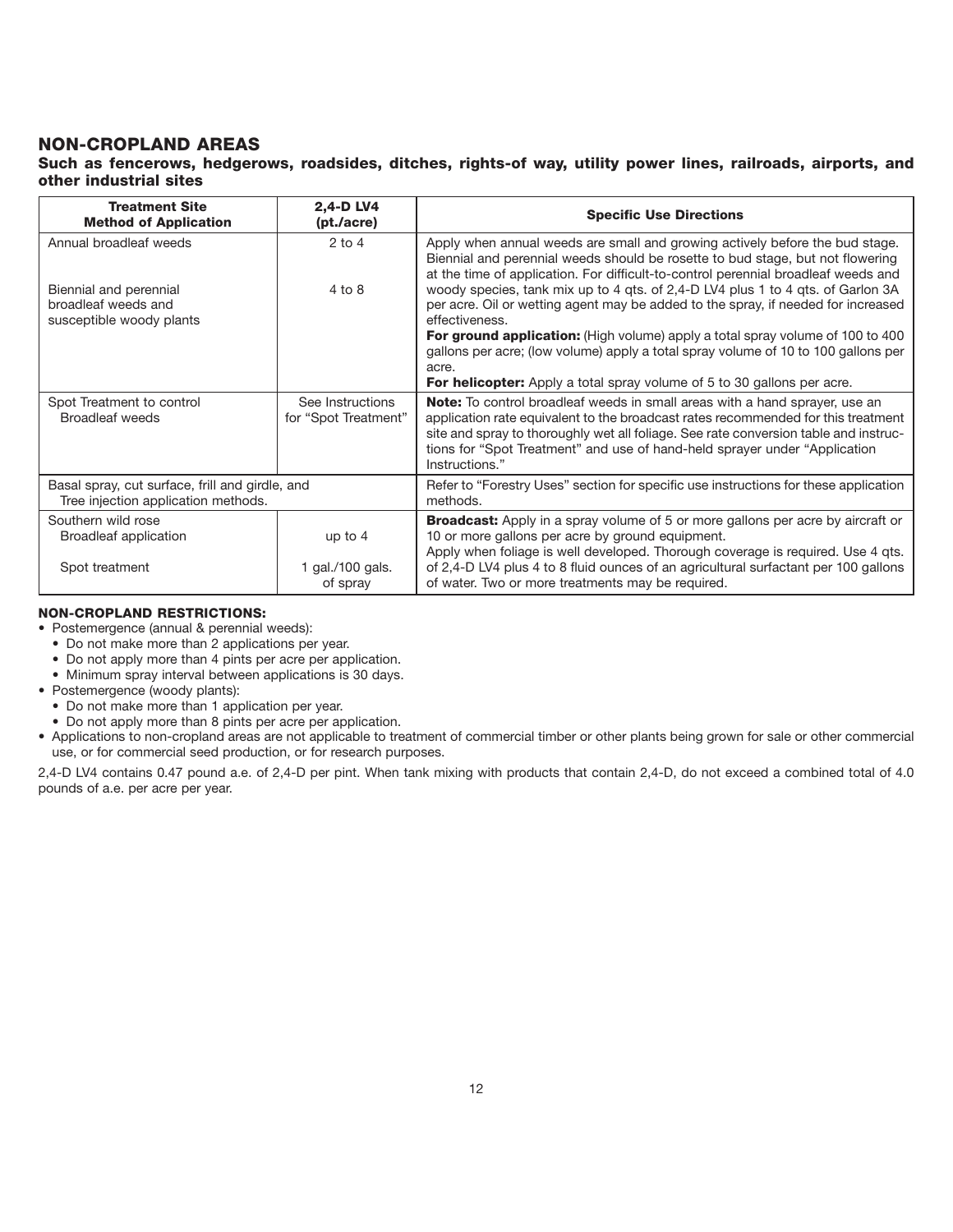## NON-CROPLAND AREAS

**Such as fencerows, hedgerows, roadsides, ditches, rights-of way, utility power lines, railroads, airports, and other industrial sites**

| Treatment Site Method of Application | 2,4-D LV4 (pt./acre) | Specific Use Directions |
|---|---|---|
| Annual broadleaf weeds<br><br>Biennial and perennial broadleaf weeds and susceptible woody plants | 2 to 4<br><br>4 to 8 | Apply when annual weeds are small and growing actively before the bud stage. Biennial and perennial weeds should be rosette to bud stage, but not flowering at the time of application. For difficult-to-control perennial broadleaf weeds and woody species, tank mix up to 4 qts. of 2,4-D LV4 plus 1 to 4 qts. of Garlon 3A per acre. Oil or wetting agent may be added to the spray, if needed for increased effectiveness.<br>**For ground application:** (High volume) apply a total spray volume of 100 to 400 gallons per acre; (low volume) apply a total spray volume of 10 to 100 gallons per acre.<br>**For helicopter:** Apply a total spray volume of 5 to 30 gallons per acre. |
| Spot Treatment to control Broadleaf weeds | See Instructions for "Spot Treatment" | **Note:** To control broadleaf weeds in small areas with a hand sprayer, use an application rate equivalent to the broadcast rates recommended for this treatment site and spray to thoroughly wet all foliage. See rate conversion table and instructions for "Spot Treatment" and use of hand-held sprayer under "Application Instructions." |
| Basal spray, cut surface, frill and girdle, and Tree injection application methods. | | Refer to "Forestry Uses" section for specific use instructions for these application methods. |
| Southern wild rose<br>Broadleaf application<br><br>Spot treatment | <br>up to 4<br><br>1 gal./100 gals. of spray | **Broadcast:** Apply in a spray volume of 5 or more gallons per acre by aircraft or 10 or more gallons per acre by ground equipment.<br>Apply when foliage is well developed. Thorough coverage is required. Use 4 qts. of 2,4-D LV4 plus 4 to 8 fluid ounces of an agricultural surfactant per 100 gallons of water. Two or more treatments may be required. |

**NON-CROPLAND RESTRICTIONS:**

- Postemergence (annual & perennial weeds):
  - Do not make more than 2 applications per year.
  - Do not apply more than 4 pints per acre per application.
  - Minimum spray interval between applications is 30 days.
- Postemergence (woody plants):
  - Do not make more than 1 application per year.
  - Do not apply more than 8 pints per acre per application.
- Applications to non-cropland areas are not applicable to treatment of commercial timber or other plants being grown for sale or other commercial use, or for commercial seed production, or for research purposes.

2,4-D LV4 contains 0.47 pound a.e. of 2,4-D per pint. When tank mixing with products that contain 2,4-D, do not exceed a combined total of 4.0 pounds of a.e. per acre per year.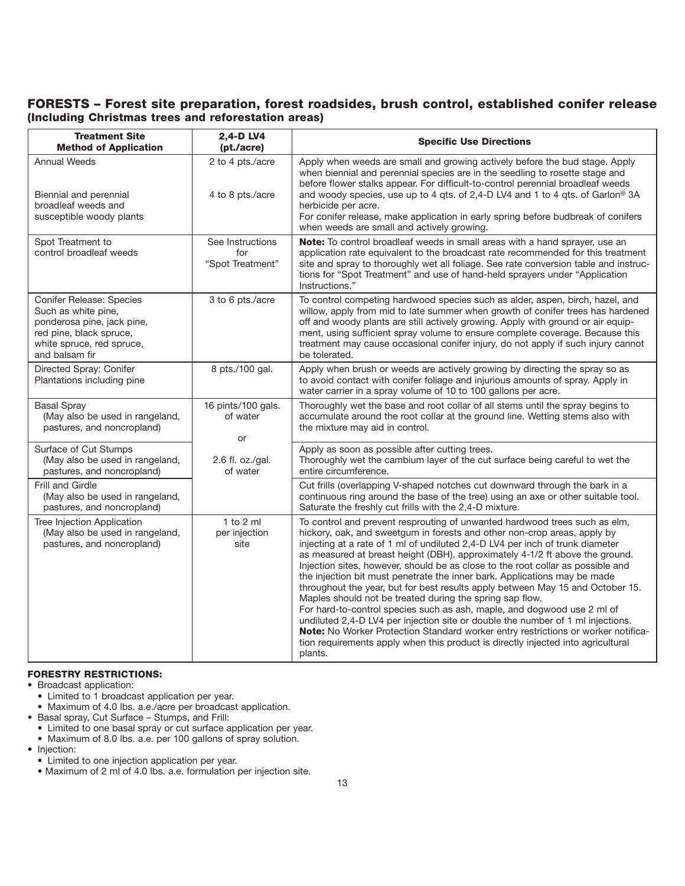## FORESTS – Forest site preparation, forest roadsides, brush control, established conifer release (Including Christmas trees and reforestation areas)

| Treatment Site Method of Application | 2,4-D LV4 (pt./acre) | Specific Use Directions |
|---|---|---|
| Annual Weeds<br><br>Biennial and perennial broadleaf weeds and susceptible woody plants | 2 to 4 pts./acre<br><br>4 to 8 pts./acre | Apply when weeds are small and growing actively before the bud stage. Apply when biennial and perennial species are in the seedling to rosette stage and before flower stalks appear. For difficult-to-control perennial broadleaf weeds and woody species, use up to 4 qts. of 2,4-D LV4 and 1 to 4 qts. of Garlon® 3A herbicide per acre.<br>For conifer release, make application in early spring before budbreak of conifers when weeds are small and actively growing. |
| Spot Treatment to control broadleaf weeds | See Instructions for "Spot Treatment" | **Note:** To control broadleaf weeds in small areas with a hand sprayer, use an application rate equivalent to the broadcast rate recommended for this treatment site and spray to thoroughly wet all foliage. See rate conversion table and instructions for "Spot Treatment" and use of hand-held sprayers under "Application Instructions." |
| Conifer Release: Species Such as white pine, ponderosa pine, jack pine, red pine, black spruce, white spruce, red spruce, and balsam fir | 3 to 6 pts./acre | To control competing hardwood species such as alder, aspen, birch, hazel, and willow, apply from mid to late summer when growth of conifer trees has hardened off and woody plants are still actively growing. Apply with ground or air equipment, using sufficient spray volume to ensure complete coverage. Because this treatment may cause occasional conifer injury, do not apply if such injury cannot be tolerated. |
| Directed Spray: Conifer Plantations including pine | 8 pts./100 gal. | Apply when brush or weeds are actively growing by directing the spray so as to avoid contact with conifer foliage and injurious amounts of spray. Apply in water carrier in a spray volume of 10 to 100 gallons per acre. |
| Basal Spray (May also be used in rangeland, pastures, and noncropland) | 16 pints/100 gals. of water<br><br>or | Thoroughly wet the base and root collar of all stems until the spray begins to accumulate around the root collar at the ground line. Wetting stems also with the mixture may aid in control. |
| Surface of Cut Stumps (May also be used in rangeland, pastures, and noncropland) | 2.6 fl. oz./gal. of water | Apply as soon as possible after cutting trees.<br>Thoroughly wet the cambium layer of the cut surface being careful to wet the entire circumference. |
| Frill and Girdle (May also be used in rangeland, pastures, and noncropland) | | Cut frills (overlapping V-shaped notches cut downward through the bark in a continuous ring around the base of the tree) using an axe or other suitable tool. Saturate the freshly cut frills with the 2,4-D mixture. |
| Tree Injection Application (May also be used in rangeland, pastures, and noncropland) | 1 to 2 ml per injection site | To control and prevent resprouting of unwanted hardwood trees such as elm, hickory, oak, and sweetgum in forests and other non-crop areas, apply by injecting at a rate of 1 ml of undiluted 2,4-D LV4 per inch of trunk diameter as measured at breast height (DBH), approximately 4-1/2 ft above the ground. Injection sites, however, should be as close to the root collar as possible and the injection bit must penetrate the inner bark. Applications may be made throughout the year, but for best results apply between May 15 and October 15. Maples should not be treated during the spring sap flow.<br>For hard-to-control species such as ash, maple, and dogwood use 2 ml of undiluted 2,4-D LV4 per injection site or double the number of 1 ml injections.<br>**Note:** No Worker Protection Standard worker entry restrictions or worker notification requirements apply when this product is directly injected into agricultural plants. |

**FORESTRY RESTRICTIONS:**

- Broadcast application:
  - Limited to 1 broadcast application per year.
  - Maximum of 4.0 lbs. a.e./acre per broadcast application.
- Basal spray, Cut Surface – Stumps, and Frill:
  - Limited to one basal spray or cut surface application per year.
  - Maximum of 8.0 lbs. a.e. per 100 gallons of spray solution.
- Injection:
  - Limited to one injection application per year.
  - Maximum of 2 ml of 4.0 lbs. a.e. formulation per injection site.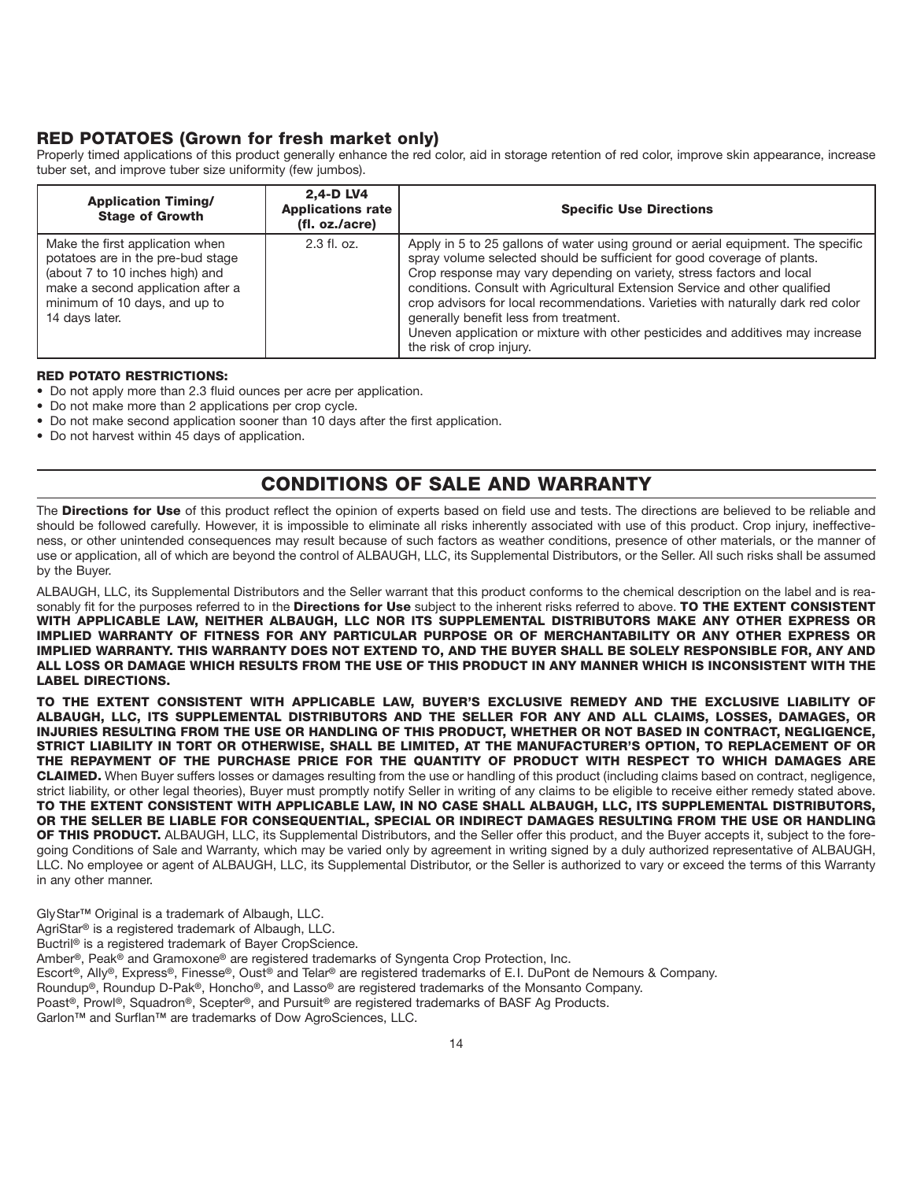## RED POTATOES (Grown for fresh market only)

Properly timed applications of this product generally enhance the red color, aid in storage retention of red color, improve skin appearance, increase tuber set, and improve tuber size uniformity (few jumbos).

| Application Timing/ Stage of Growth | 2,4-D LV4 Applications rate (fl. oz./acre) | Specific Use Directions |
|---|---|---|
| Make the first application when potatoes are in the pre-bud stage (about 7 to 10 inches high) and make a second application after a minimum of 10 days, and up to 14 days later. | 2.3 fl. oz. | Apply in 5 to 25 gallons of water using ground or aerial equipment. The specific spray volume selected should be sufficient for good coverage of plants. Crop response may vary depending on variety, stress factors and local conditions. Consult with Agricultural Extension Service and other qualified crop advisors for local recommendations. Varieties with naturally dark red color generally benefit less from treatment. Uneven application or mixture with other pesticides and additives may increase the risk of crop injury. |

**RED POTATO RESTRICTIONS:**

- Do not apply more than 2.3 fluid ounces per acre per application.
- Do not make more than 2 applications per crop cycle.
- Do not make second application sooner than 10 days after the first application.
- Do not harvest within 45 days of application.

## CONDITIONS OF SALE AND WARRANTY

The **Directions for Use** of this product reflect the opinion of experts based on field use and tests. The directions are believed to be reliable and should be followed carefully. However, it is impossible to eliminate all risks inherently associated with use of this product. Crop injury, ineffectiveness, or other unintended consequences may result because of such factors as weather conditions, presence of other materials, or the manner of use or application, all of which are beyond the control of ALBAUGH, LLC, its Supplemental Distributors, or the Seller. All such risks shall be assumed by the Buyer.

ALBAUGH, LLC, its Supplemental Distributors and the Seller warrant that this product conforms to the chemical description on the label and is reasonably fit for the purposes referred to in the **Directions for Use** subject to the inherent risks referred to above. **TO THE EXTENT CONSISTENT WITH APPLICABLE LAW, NEITHER ALBAUGH, LLC NOR ITS SUPPLEMENTAL DISTRIBUTORS MAKE ANY OTHER EXPRESS OR IMPLIED WARRANTY OF FITNESS FOR ANY PARTICULAR PURPOSE OR OF MERCHANTABILITY OR ANY OTHER EXPRESS OR IMPLIED WARRANTY. THIS WARRANTY DOES NOT EXTEND TO, AND THE BUYER SHALL BE SOLELY RESPONSIBLE FOR, ANY AND ALL LOSS OR DAMAGE WHICH RESULTS FROM THE USE OF THIS PRODUCT IN ANY MANNER WHICH IS INCONSISTENT WITH THE LABEL DIRECTIONS.**

**TO THE EXTENT CONSISTENT WITH APPLICABLE LAW, BUYER'S EXCLUSIVE REMEDY AND THE EXCLUSIVE LIABILITY OF ALBAUGH, LLC, ITS SUPPLEMENTAL DISTRIBUTORS AND THE SELLER FOR ANY AND ALL CLAIMS, LOSSES, DAMAGES, OR INJURIES RESULTING FROM THE USE OR HANDLING OF THIS PRODUCT, WHETHER OR NOT BASED IN CONTRACT, NEGLIGENCE, STRICT LIABILITY IN TORT OR OTHERWISE, SHALL BE LIMITED, AT THE MANUFACTURER'S OPTION, TO REPLACEMENT OF OR THE REPAYMENT OF THE PURCHASE PRICE FOR THE QUANTITY OF PRODUCT WITH RESPECT TO WHICH DAMAGES ARE CLAIMED.** When Buyer suffers losses or damages resulting from the use or handling of this product (including claims based on contract, negligence, strict liability, or other legal theories), Buyer must promptly notify Seller in writing of any claims to be eligible to receive either remedy stated above. **TO THE EXTENT CONSISTENT WITH APPLICABLE LAW, IN NO CASE SHALL ALBAUGH, LLC, ITS SUPPLEMENTAL DISTRIBUTORS, OR THE SELLER BE LIABLE FOR CONSEQUENTIAL, SPECIAL OR INDIRECT DAMAGES RESULTING FROM THE USE OR HANDLING OF THIS PRODUCT.** ALBAUGH, LLC, its Supplemental Distributors, and the Seller offer this product, and the Buyer accepts it, subject to the foregoing Conditions of Sale and Warranty, which may be varied only by agreement in writing signed by a duly authorized representative of ALBAUGH, LLC. No employee or agent of ALBAUGH, LLC, its Supplemental Distributor, or the Seller is authorized to vary or exceed the terms of this Warranty in any other manner.

GlyStar™ Original is a trademark of Albaugh, LLC.
AgriStar® is a registered trademark of Albaugh, LLC.
Buctril® is a registered trademark of Bayer CropScience.
Amber®, Peak® and Gramoxone® are registered trademarks of Syngenta Crop Protection, Inc.
Escort®, Ally®, Express®, Finesse®, Oust® and Telar® are registered trademarks of E.I. DuPont de Nemours & Company.
Roundup®, Roundup D-Pak®, Honcho®, and Lasso® are registered trademarks of the Monsanto Company.
Poast®, Prowl®, Squadron®, Scepter®, and Pursuit® are registered trademarks of BASF Ag Products.
Garlon™ and Surflan™ are trademarks of Dow AgroSciences, LLC.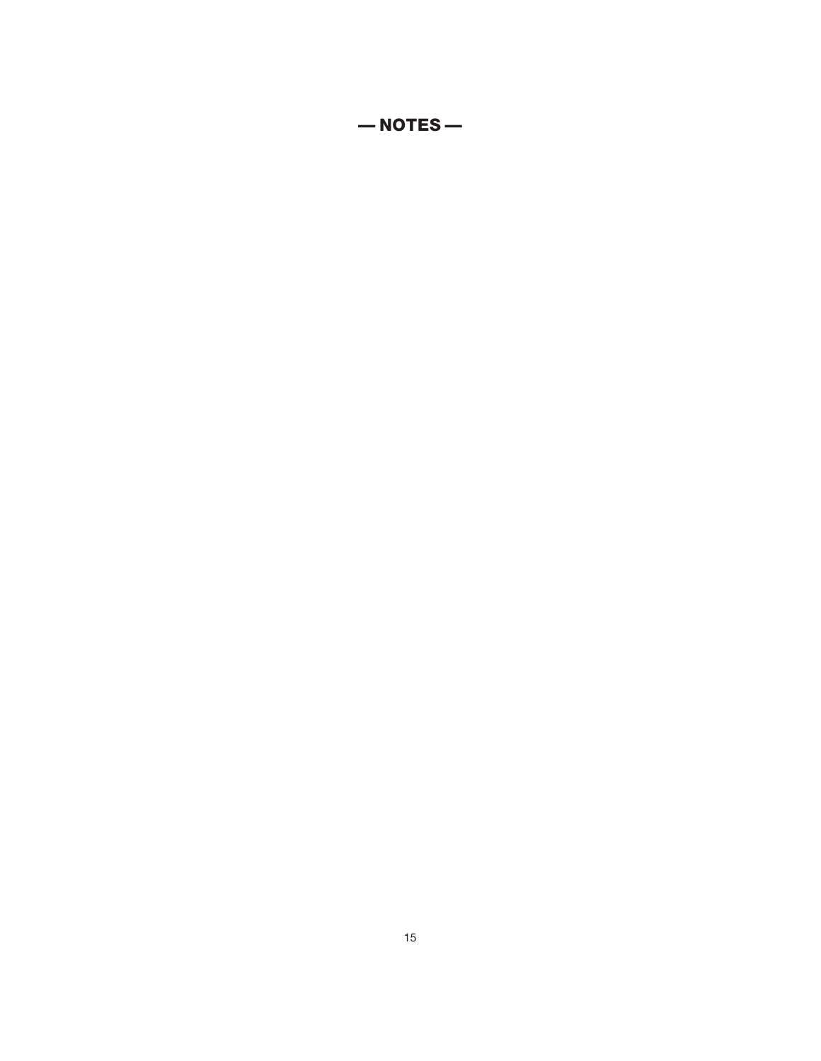## — NOTES —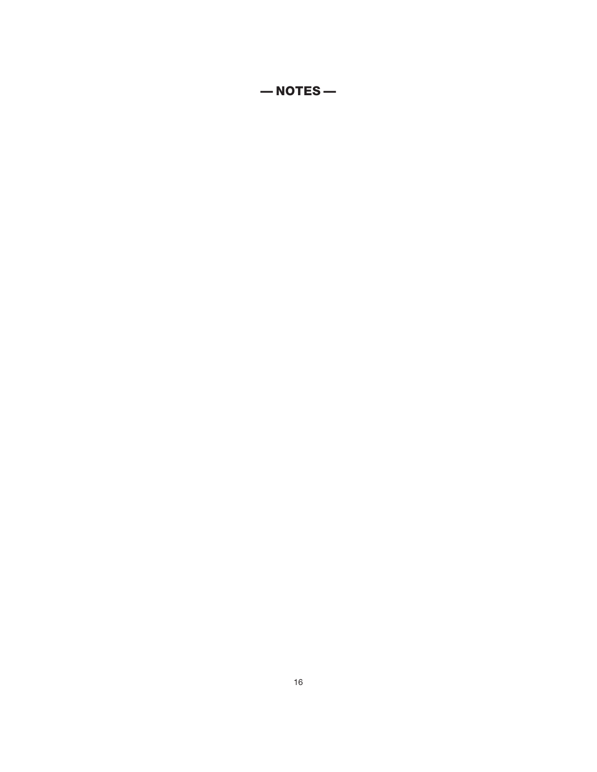# — NOTES —